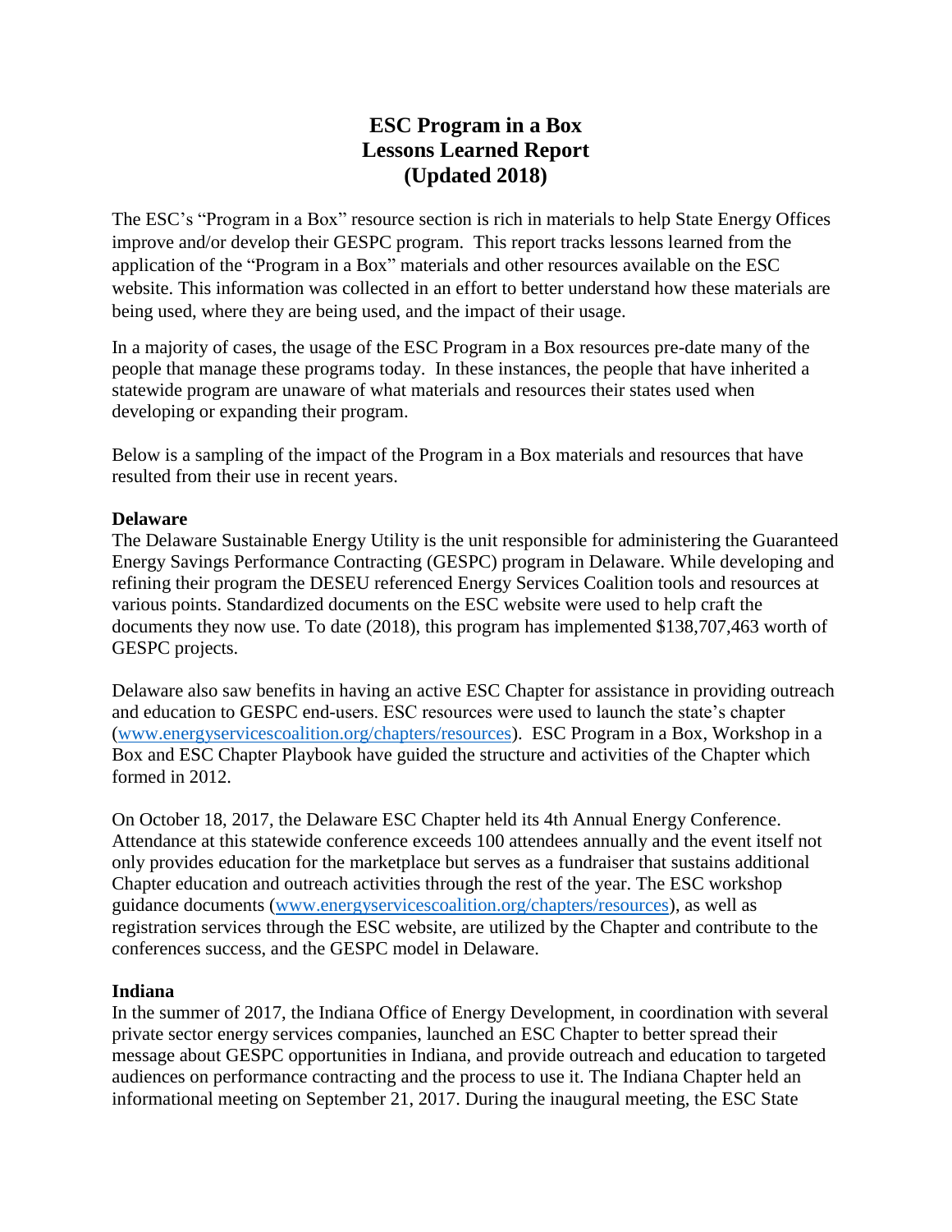# ESC Program in a Box
# Lessons Learned Report
# (Updated 2018)

The ESC's "Program in a Box" resource section is rich in materials to help State Energy Offices improve and/or develop their GESPC program. This report tracks lessons learned from the application of the "Program in a Box" materials and other resources available on the ESC website. This information was collected in an effort to better understand how these materials are being used, where they are being used, and the impact of their usage.

In a majority of cases, the usage of the ESC Program in a Box resources pre-date many of the people that manage these programs today. In these instances, the people that have inherited a statewide program are unaware of what materials and resources their states used when developing or expanding their program.

Below is a sampling of the impact of the Program in a Box materials and resources that have resulted from their use in recent years.

**Delaware**

The Delaware Sustainable Energy Utility is the unit responsible for administering the Guaranteed Energy Savings Performance Contracting (GESPC) program in Delaware. While developing and refining their program the DESEU referenced Energy Services Coalition tools and resources at various points. Standardized documents on the ESC website were used to help craft the documents they now use. To date (2018), this program has implemented $138,707,463 worth of GESPC projects.

Delaware also saw benefits in having an active ESC Chapter for assistance in providing outreach and education to GESPC end-users. ESC resources were used to launch the state's chapter (www.energyservicescoalition.org/chapters/resources). ESC Program in a Box, Workshop in a Box and ESC Chapter Playbook have guided the structure and activities of the Chapter which formed in 2012.

On October 18, 2017, the Delaware ESC Chapter held its 4th Annual Energy Conference. Attendance at this statewide conference exceeds 100 attendees annually and the event itself not only provides education for the marketplace but serves as a fundraiser that sustains additional Chapter education and outreach activities through the rest of the year. The ESC workshop guidance documents (www.energyservicescoalition.org/chapters/resources), as well as registration services through the ESC website, are utilized by the Chapter and contribute to the conferences success, and the GESPC model in Delaware.

**Indiana**

In the summer of 2017, the Indiana Office of Energy Development, in coordination with several private sector energy services companies, launched an ESC Chapter to better spread their message about GESPC opportunities in Indiana, and provide outreach and education to targeted audiences on performance contracting and the process to use it. The Indiana Chapter held an informational meeting on September 21, 2017. During the inaugural meeting, the ESC State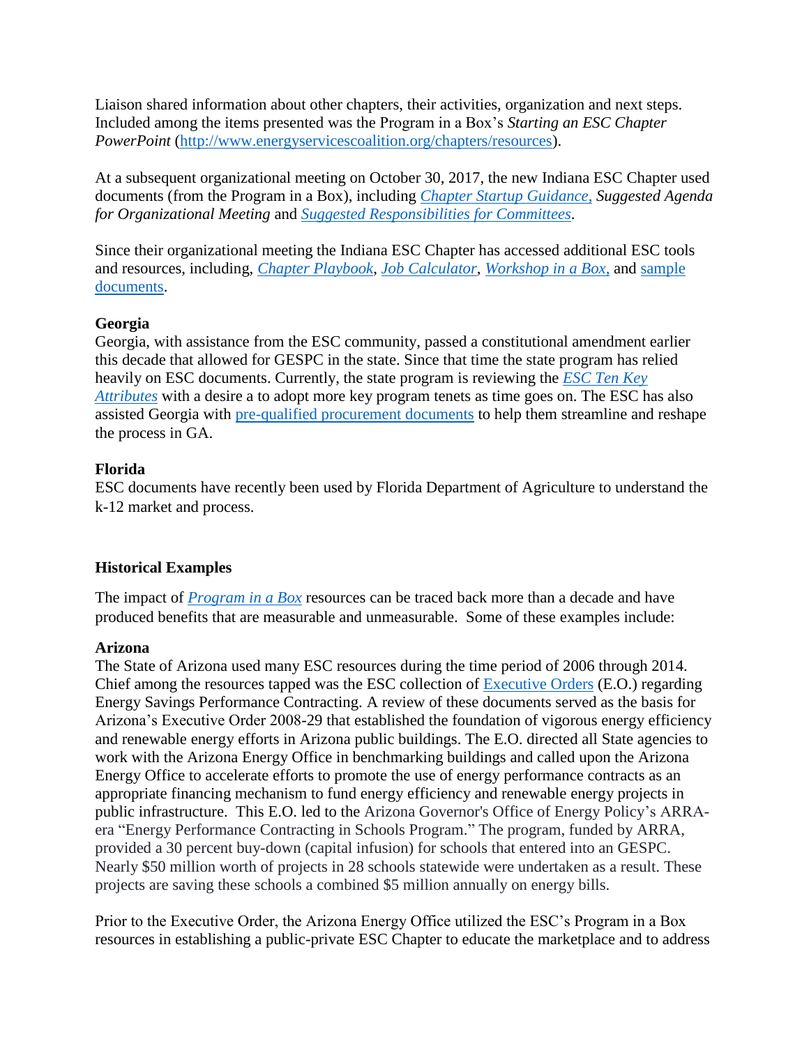Liaison shared information about other chapters, their activities, organization and next steps. Included among the items presented was the Program in a Box's *Starting an ESC Chapter PowerPoint* (http://www.energyservicescoalition.org/chapters/resources).

At a subsequent organizational meeting on October 30, 2017, the new Indiana ESC Chapter used documents (from the Program in a Box), including *Chapter Startup Guidance, Suggested Agenda for Organizational Meeting* and *Suggested Responsibilities for Committees*.

Since their organizational meeting the Indiana ESC Chapter has accessed additional ESC tools and resources, including, *Chapter Playbook*, *Job Calculator*, *Workshop in a Box,* and sample documents.

**Georgia**
Georgia, with assistance from the ESC community, passed a constitutional amendment earlier this decade that allowed for GESPC in the state. Since that time the state program has relied heavily on ESC documents. Currently, the state program is reviewing the *ESC Ten Key Attributes* with a desire a to adopt more key program tenets as time goes on. The ESC has also assisted Georgia with pre-qualified procurement documents to help them streamline and reshape the process in GA.

**Florida**
ESC documents have recently been used by Florida Department of Agriculture to understand the k-12 market and process.

**Historical Examples**

The impact of *Program in a Box* resources can be traced back more than a decade and have produced benefits that are measurable and unmeasurable. Some of these examples include:

**Arizona**
The State of Arizona used many ESC resources during the time period of 2006 through 2014. Chief among the resources tapped was the ESC collection of Executive Orders (E.O.) regarding Energy Savings Performance Contracting. A review of these documents served as the basis for Arizona's Executive Order 2008-29 that established the foundation of vigorous energy efficiency and renewable energy efforts in Arizona public buildings. The E.O. directed all State agencies to work with the Arizona Energy Office in benchmarking buildings and called upon the Arizona Energy Office to accelerate efforts to promote the use of energy performance contracts as an appropriate financing mechanism to fund energy efficiency and renewable energy projects in public infrastructure. This E.O. led to the Arizona Governor's Office of Energy Policy's ARRA-era "Energy Performance Contracting in Schools Program." The program, funded by ARRA, provided a 30 percent buy-down (capital infusion) for schools that entered into an GESPC. Nearly $50 million worth of projects in 28 schools statewide were undertaken as a result. These projects are saving these schools a combined $5 million annually on energy bills.

Prior to the Executive Order, the Arizona Energy Office utilized the ESC's Program in a Box resources in establishing a public-private ESC Chapter to educate the marketplace and to address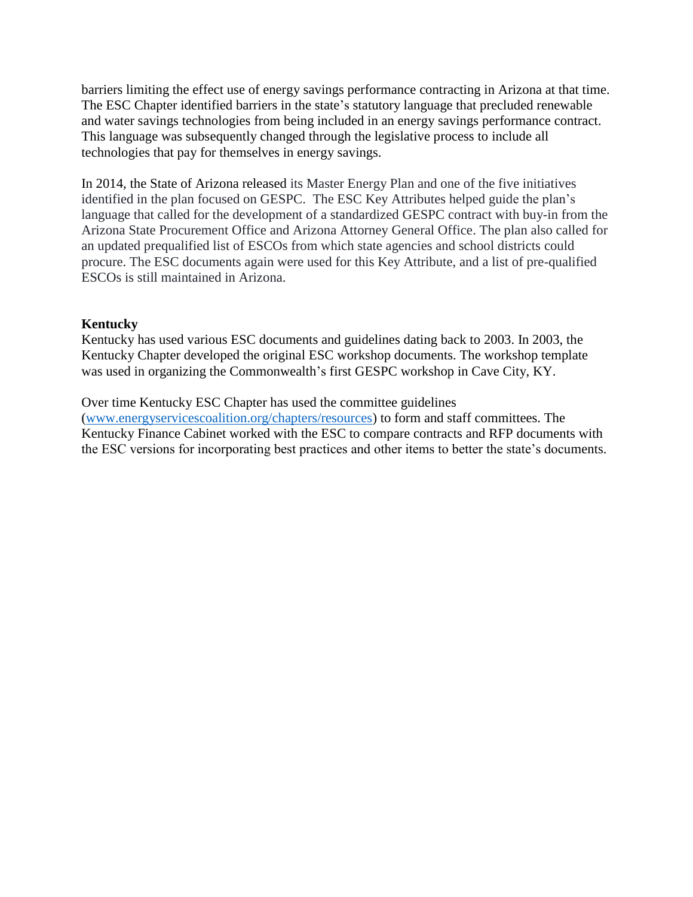barriers limiting the effect use of energy savings performance contracting in Arizona at that time. The ESC Chapter identified barriers in the state's statutory language that precluded renewable and water savings technologies from being included in an energy savings performance contract. This language was subsequently changed through the legislative process to include all technologies that pay for themselves in energy savings.

In 2014, the State of Arizona released its Master Energy Plan and one of the five initiatives identified in the plan focused on GESPC. The ESC Key Attributes helped guide the plan's language that called for the development of a standardized GESPC contract with buy-in from the Arizona State Procurement Office and Arizona Attorney General Office. The plan also called for an updated prequalified list of ESCOs from which state agencies and school districts could procure. The ESC documents again were used for this Key Attribute, and a list of pre-qualified ESCOs is still maintained in Arizona.

**Kentucky**

Kentucky has used various ESC documents and guidelines dating back to 2003. In 2003, the Kentucky Chapter developed the original ESC workshop documents. The workshop template was used in organizing the Commonwealth's first GESPC workshop in Cave City, KY.

Over time Kentucky ESC Chapter has used the committee guidelines (www.energyservicescoalition.org/chapters/resources) to form and staff committees. The Kentucky Finance Cabinet worked with the ESC to compare contracts and RFP documents with the ESC versions for incorporating best practices and other items to better the state's documents.